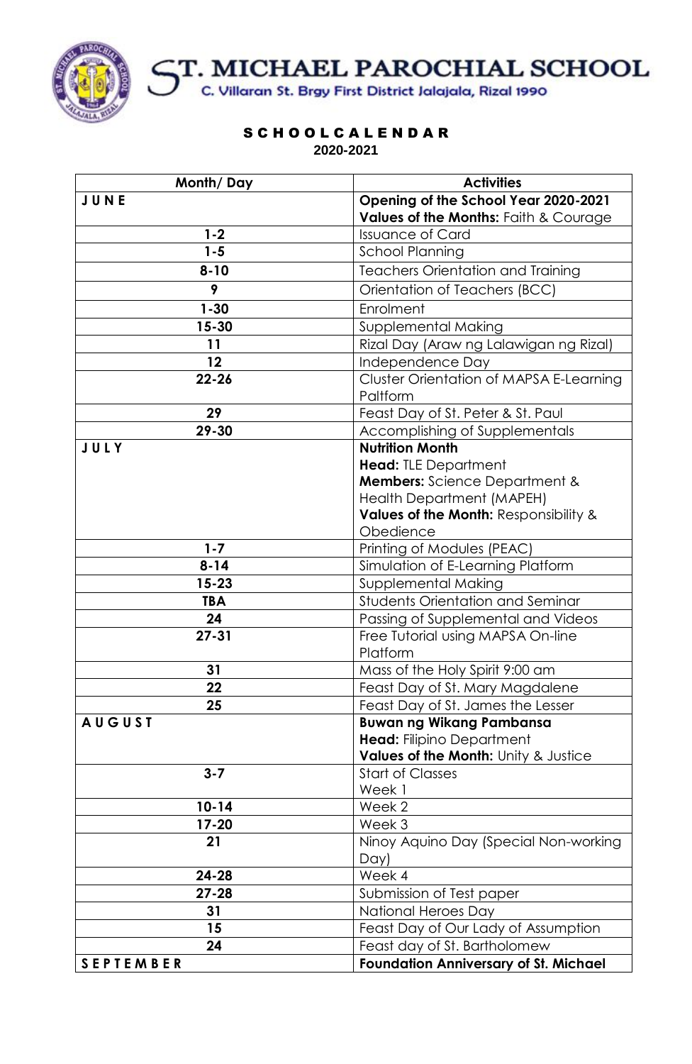# ST. MICHAEL PAROCHIAL SCHOOL

C. Villaran St. Brgy First District Jalajala, Rizal 1990

## SCHOOL CALENDAR
**2020-2021**

| Month/ Day | Activities |
|---|---|
| **J U N E** | **Opening of the School Year 2020-2021**<br>**Values of the Months:** Faith & Courage |
| **1-2** | Issuance of Card |
| **1-5** | School Planning |
| **8-10** | Teachers Orientation and Training |
| **9** | Orientation of Teachers (BCC) |
| **1-30** | Enrolment |
| **15-30** | Supplemental Making |
| **11** | Rizal Day (Araw ng Lalawigan ng Rizal) |
| **12** | Independence Day |
| **22-26** | Cluster Orientation of MAPSA E-Learning Paltform |
| **29** | Feast Day of St. Peter & St. Paul |
| **29-30** | Accomplishing of Supplementals |
| **J U L Y** | **Nutrition Month**<br>**Head:** TLE Department<br>**Members:** Science Department & Health Department (MAPEH)<br>**Values of the Month:** Responsibility & Obedience |
| **1-7** | Printing of Modules (PEAC) |
| **8-14** | Simulation of E-Learning Platform |
| **15-23** | Supplemental Making |
| **TBA** | Students Orientation and Seminar |
| **24** | Passing of Supplemental and Videos |
| **27-31** | Free Tutorial using MAPSA On-line Platform |
| **31** | Mass of the Holy Spirit 9:00 am |
| **22** | Feast Day of St. Mary Magdalene |
| **25** | Feast Day of St. James the Lesser |
| **A U G U S T** | **Buwan ng Wikang Pambansa**<br>**Head:** Filipino Department<br>**Values of the Month:** Unity & Justice |
| **3-7** | Start of Classes<br>Week 1 |
| **10-14** | Week 2 |
| **17-20** | Week 3 |
| **21** | Ninoy Aquino Day (Special Non-working Day) |
| **24-28** | Week 4 |
| **27-28** | Submission of Test paper |
| **31** | National Heroes Day |
| **15** | Feast Day of Our Lady of Assumption |
| **24** | Feast day of St. Bartholomew |
| **S E P T E M B E R** | **Foundation Anniversary of St. Michael** |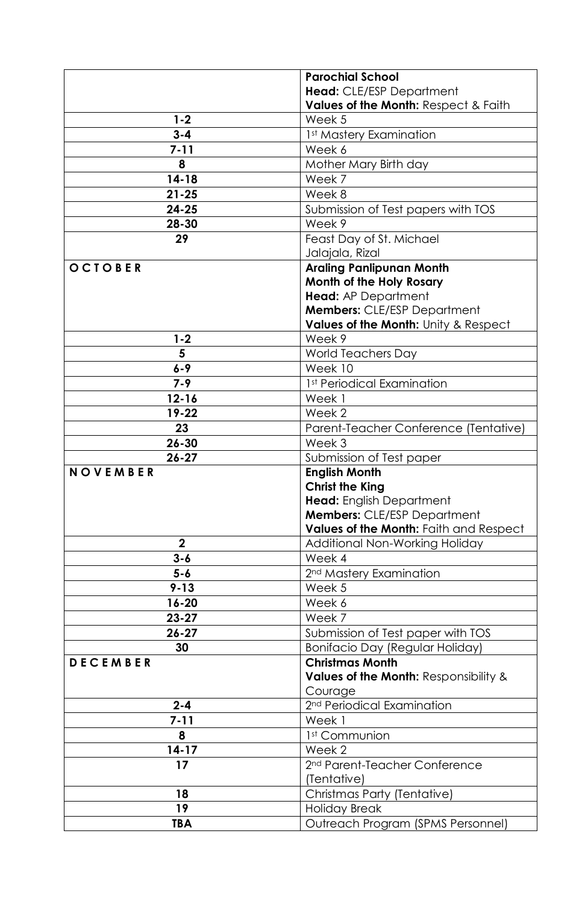| | **Parochial School**<br>**Head:** CLE/ESP Department<br>**Values of the Month:** Respect & Faith |
|---|---|
| **1-2** | Week 5 |
| **3-4** | 1st Mastery Examination |
| **7-11** | Week 6 |
| **8** | Mother Mary Birth day |
| **14-18** | Week 7 |
| **21-25** | Week 8 |
| **24-25** | Submission of Test papers with TOS |
| **28-30** | Week 9 |
| **29** | Feast Day of St. Michael<br>Jalajala, Rizal |
| **O C T O B E R** | **Araling Panlipunan Month**<br>**Month of the Holy Rosary**<br>**Head:** AP Department<br>**Members:** CLE/ESP Department<br>**Values of the Month:** Unity & Respect |
| **1-2** | Week 9 |
| **5** | World Teachers Day |
| **6-9** | Week 10 |
| **7-9** | 1st Periodical Examination |
| **12-16** | Week 1 |
| **19-22** | Week 2 |
| **23** | Parent-Teacher Conference (Tentative) |
| **26-30** | Week 3 |
| **26-27** | Submission of Test paper |
| **N O V E M B E R** | **English Month**<br>**Christ the King**<br>**Head:** English Department<br>**Members:** CLE/ESP Department<br>**Values of the Month:** Faith and Respect |
| **2** | Additional Non-Working Holiday |
| **3-6** | Week 4 |
| **5-6** | 2nd Mastery Examination |
| **9-13** | Week 5 |
| **16-20** | Week 6 |
| **23-27** | Week 7 |
| **26-27** | Submission of Test paper with TOS |
| **30** | Bonifacio Day (Regular Holiday) |
| **D E C E M B E R** | **Christmas Month**<br>**Values of the Month:** Responsibility & Courage |
| **2-4** | 2nd Periodical Examination |
| **7-11** | Week 1 |
| **8** | 1st Communion |
| **14-17** | Week 2 |
| **17** | 2nd Parent-Teacher Conference (Tentative) |
| **18** | Christmas Party (Tentative) |
| **19** | Holiday Break |
| **TBA** | Outreach Program (SPMS Personnel) |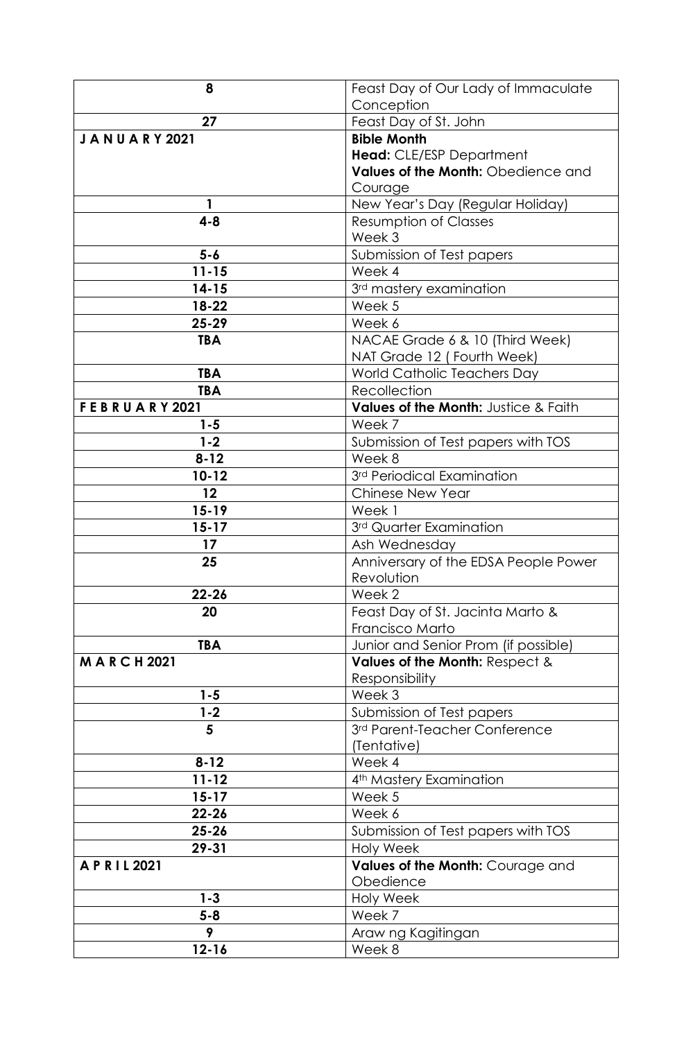| 8 | Feast Day of Our Lady of Immaculate Conception |
|---|---|
| 27 | Feast Day of St. John |
| **J A N U A R Y 2021** | **Bible Month**<br>**Head:** CLE/ESP Department<br>**Values of the Month:** Obedience and Courage |
| 1 | New Year's Day (Regular Holiday) |
| 4-8 | Resumption of Classes<br>Week 3 |
| 5-6 | Submission of Test papers |
| 11-15 | Week 4 |
| 14-15 | 3rd mastery examination |
| 18-22 | Week 5 |
| 25-29 | Week 6 |
| TBA | NACAE Grade 6 & 10 (Third Week)<br>NAT Grade 12 ( Fourth Week) |
| TBA | World Catholic Teachers Day |
| TBA | Recollection |
| **F E B R U A R Y 2021** | **Values of the Month:** Justice & Faith |
| 1-5 | Week 7 |
| 1-2 | Submission of Test papers with TOS |
| 8-12 | Week 8 |
| 10-12 | 3rd Periodical Examination |
| 12 | Chinese New Year |
| 15-19 | Week 1 |
| 15-17 | 3rd Quarter Examination |
| 17 | Ash Wednesday |
| 25 | Anniversary of the EDSA People Power Revolution |
| 22-26 | Week 2 |
| 20 | Feast Day of St. Jacinta Marto & Francisco Marto |
| TBA | Junior and Senior Prom (if possible) |
| **M A R C H 2021** | **Values of the Month:** Respect & Responsibility |
| 1-5 | Week 3 |
| 1-2 | Submission of Test papers |
| 5 | 3rd Parent-Teacher Conference (Tentative) |
| 8-12 | Week 4 |
| 11-12 | 4th Mastery Examination |
| 15-17 | Week 5 |
| 22-26 | Week 6 |
| 25-26 | Submission of Test papers with TOS |
| 29-31 | Holy Week |
| **A P R I L 2021** | **Values of the Month:** Courage and Obedience |
| 1-3 | Holy Week |
| 5-8 | Week 7 |
| 9 | Araw ng Kagitingan |
| 12-16 | Week 8 |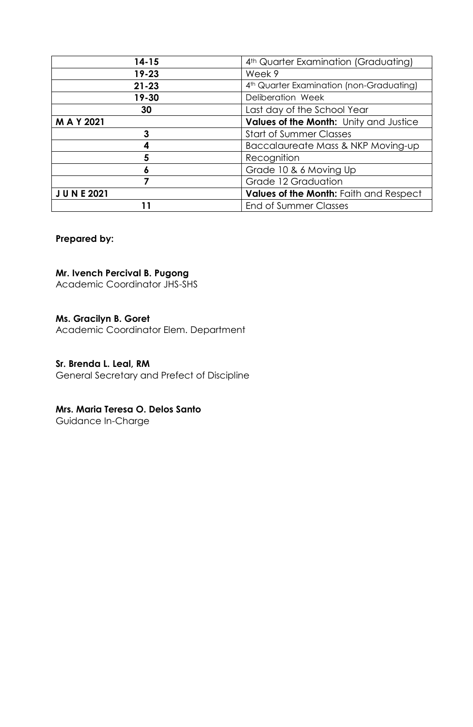| | |
|---|---|
| 14-15 | 4th Quarter Examination (Graduating) |
| 19-23 | Week 9 |
| 21-23 | 4th Quarter Examination (non-Graduating) |
| 19-30 | Deliberation Week |
| 30 | Last day of the School Year |
| **M A Y 2021** | **Values of the Month:** Unity and Justice |
| 3 | Start of Summer Classes |
| 4 | Baccalaureate Mass & NKP Moving-up |
| 5 | Recognition |
| 6 | Grade 10 & 6 Moving Up |
| 7 | Grade 12 Graduation |
| **J U N E 2021** | **Values of the Month:** Faith and Respect |
| 11 | End of Summer Classes |

**Prepared by:**

**Mr. Ivench Percival B. Pugong**
Academic Coordinator JHS-SHS

**Ms. Gracilyn B. Goret**
Academic Coordinator Elem. Department

**Sr. Brenda L. Leal, RM**
General Secretary and Prefect of Discipline

**Mrs. Maria Teresa O. Delos Santo**
Guidance In-Charge